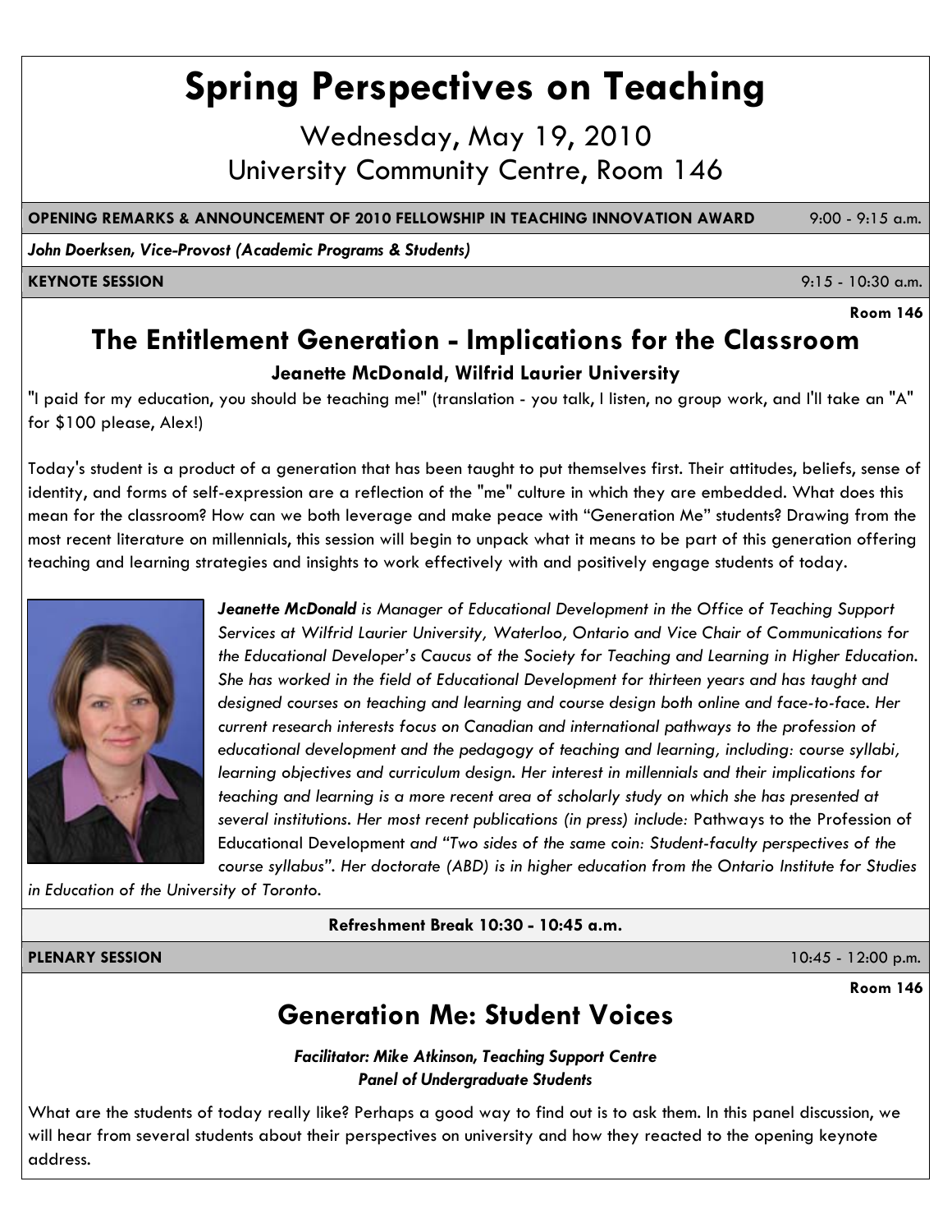# Spring Perspectives on Teaching

Wednesday, May 19, 2010

University Community Centre, Room 146

**OPENING REMARKS & ANNOUNCEMENT OF 2010 FELLOWSHIP IN TEACHING INNOVATION AWARD** 9:00 - 9:15 a.m.

***John Doerksen, Vice-Provost (Academic Programs & Students)***

**KEYNOTE SESSION** 9:15 - 10:30 a.m.

**Room 146**

## The Entitlement Generation - Implications for the Classroom

### Jeanette McDonald, Wilfrid Laurier University

"I paid for my education, you should be teaching me!" (translation - you talk, I listen, no group work, and I'll take an "A" for $100 please, Alex!)

Today's student is a product of a generation that has been taught to put themselves first. Their attitudes, beliefs, sense of identity, and forms of self-expression are a reflection of the "me" culture in which they are embedded. What does this mean for the classroom? How can we both leverage and make peace with "Generation Me" students? Drawing from the most recent literature on millennials, this session will begin to unpack what it means to be part of this generation offering teaching and learning strategies and insights to work effectively with and positively engage students of today.

***Jeanette McDonald*** *is Manager of Educational Development in the Office of Teaching Support Services at Wilfrid Laurier University, Waterloo, Ontario and Vice Chair of Communications for the Educational Developer's Caucus of the Society for Teaching and Learning in Higher Education. She has worked in the field of Educational Development for thirteen years and has taught and designed courses on teaching and learning and course design both online and face-to-face. Her current research interests focus on Canadian and international pathways to the profession of educational development and the pedagogy of teaching and learning, including: course syllabi, learning objectives and curriculum design. Her interest in millennials and their implications for teaching and learning is a more recent area of scholarly study on which she has presented at several institutions. Her most recent publications (in press) include:* Pathways to the Profession of Educational Development *and "Two sides of the same coin: Student-faculty perspectives of the course syllabus". Her doctorate (ABD) is in higher education from the Ontario Institute for Studies in Education of the University of Toronto.*

**Refreshment Break 10:30 - 10:45 a.m.**

**PLENARY SESSION** 10:45 - 12:00 p.m.

**Room 146**

## Generation Me: Student Voices

***Facilitator: Mike Atkinson, Teaching Support Centre***

***Panel of Undergraduate Students***

What are the students of today really like? Perhaps a good way to find out is to ask them. In this panel discussion, we will hear from several students about their perspectives on university and how they reacted to the opening keynote address.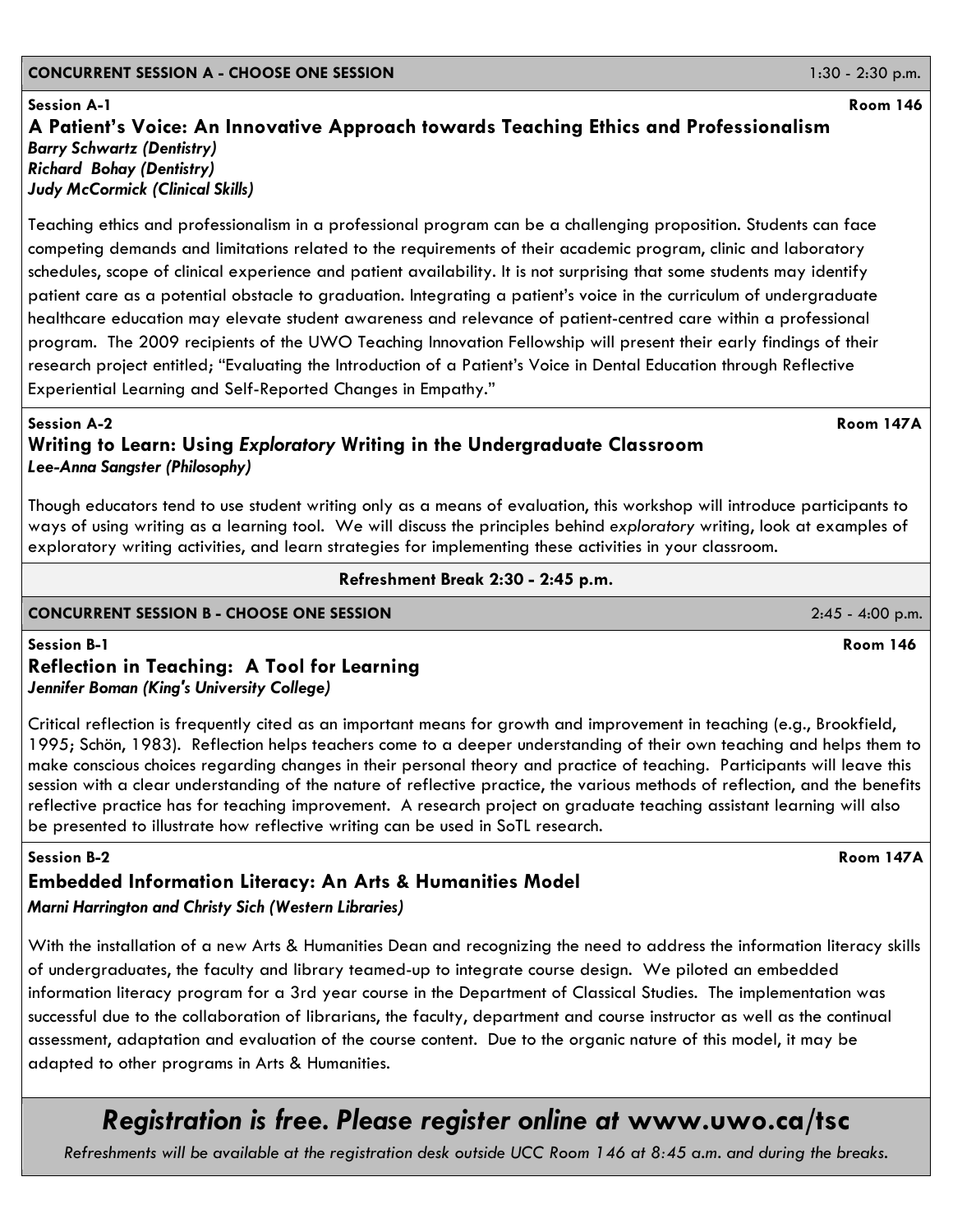**CONCURRENT SESSION A - CHOOSE ONE SESSION** 1:30 - 2:30 p.m.

**Session A-1** **Room 146**

### A Patient's Voice: An Innovative Approach towards Teaching Ethics and Professionalism

***Barry Schwartz (Dentistry)***
***Richard Bohay (Dentistry)***
***Judy McCormick (Clinical Skills)***

Teaching ethics and professionalism in a professional program can be a challenging proposition. Students can face competing demands and limitations related to the requirements of their academic program, clinic and laboratory schedules, scope of clinical experience and patient availability. It is not surprising that some students may identify patient care as a potential obstacle to graduation. Integrating a patient's voice in the curriculum of undergraduate healthcare education may elevate student awareness and relevance of patient-centred care within a professional program. The 2009 recipients of the UWO Teaching Innovation Fellowship will present their early findings of their research project entitled; "Evaluating the Introduction of a Patient's Voice in Dental Education through Reflective Experiential Learning and Self-Reported Changes in Empathy."

**Session A-2** **Room 147A**

### Writing to Learn: Using *Exploratory* Writing in the Undergraduate Classroom

***Lee-Anna Sangster (Philosophy)***

Though educators tend to use student writing only as a means of evaluation, this workshop will introduce participants to ways of using writing as a learning tool. We will discuss the principles behind *exploratory* writing, look at examples of exploratory writing activities, and learn strategies for implementing these activities in your classroom.

**Refreshment Break 2:30 - 2:45 p.m.**

**CONCURRENT SESSION B - CHOOSE ONE SESSION** 2:45 - 4:00 p.m.

**Session B-1** **Room 146**

### Reflection in Teaching: A Tool for Learning

***Jennifer Boman (King's University College)***

Critical reflection is frequently cited as an important means for growth and improvement in teaching (e.g., Brookfield, 1995; Schön, 1983). Reflection helps teachers come to a deeper understanding of their own teaching and helps them to make conscious choices regarding changes in their personal theory and practice of teaching. Participants will leave this session with a clear understanding of the nature of reflective practice, the various methods of reflection, and the benefits reflective practice has for teaching improvement. A research project on graduate teaching assistant learning will also be presented to illustrate how reflective writing can be used in SoTL research.

**Session B-2** **Room 147A**

### Embedded Information Literacy: An Arts & Humanities Model

***Marni Harrington and Christy Sich (Western Libraries)***

With the installation of a new Arts & Humanities Dean and recognizing the need to address the information literacy skills of undergraduates, the faculty and library teamed-up to integrate course design. We piloted an embedded information literacy program for a 3rd year course in the Department of Classical Studies. The implementation was successful due to the collaboration of librarians, the faculty, department and course instructor as well as the continual assessment, adaptation and evaluation of the course content. Due to the organic nature of this model, it may be adapted to other programs in Arts & Humanities.

## *Registration is free. Please register online at* www.uwo.ca/tsc

*Refreshments will be available at the registration desk outside UCC Room 146 at 8:45 a.m. and during the breaks.*